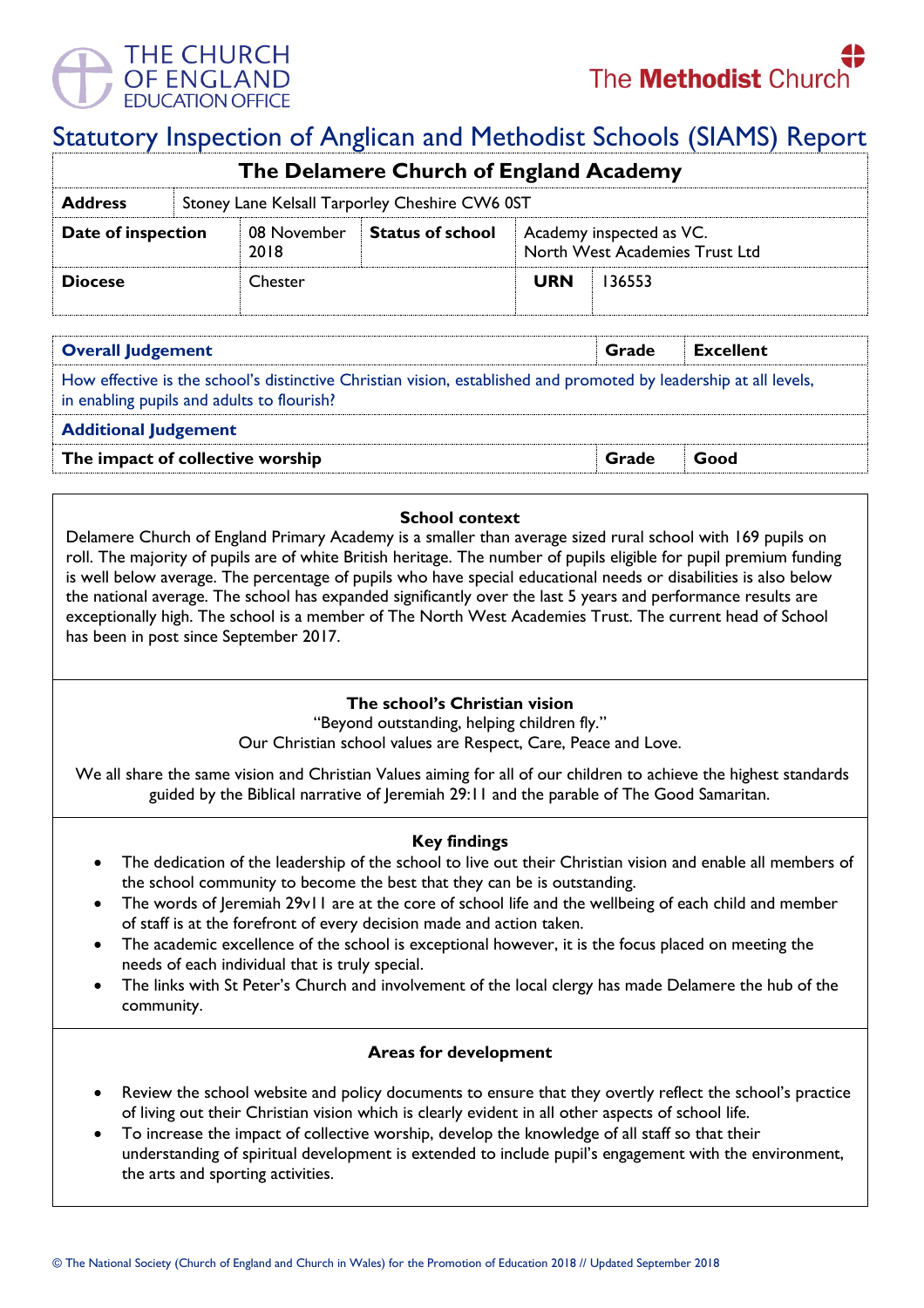THE CHURCH OF ENGLAND EDUCATION OFFICE

The Methodist Church

# Statutory Inspection of Anglican and Methodist Schools (SIAMS) Report

| The Delamere Church of England Academy | | | | | |
|---|---|---|---|---|---|
| **Address** | Stoney Lane Kelsall Tarporley Cheshire CW6 0ST | | | | |
| **Date of inspection** | 08 November 2018 | **Status of school** | Academy inspected as VC. North West Academies Trust Ltd | | |
| **Diocese** | Chester | | **URN** | 136553 | |

| **Overall Judgement** | **Grade** | **Excellent** |
|---|---|---|
| How effective is the school's distinctive Christian vision, established and promoted by leadership at all levels, in enabling pupils and adults to flourish? | | |
| **Additional Judgement** | | |
| **The impact of collective worship** | **Grade** | **Good** |

### School context

Delamere Church of England Primary Academy is a smaller than average sized rural school with 169 pupils on roll. The majority of pupils are of white British heritage. The number of pupils eligible for pupil premium funding is well below average. The percentage of pupils who have special educational needs or disabilities is also below the national average. The school has expanded significantly over the last 5 years and performance results are exceptionally high. The school is a member of The North West Academies Trust. The current head of School has been in post since September 2017.

### The school's Christian vision

"Beyond outstanding, helping children fly."

Our Christian school values are Respect, Care, Peace and Love.

We all share the same vision and Christian Values aiming for all of our children to achieve the highest standards guided by the Biblical narrative of Jeremiah 29:11 and the parable of The Good Samaritan.

### Key findings

- The dedication of the leadership of the school to live out their Christian vision and enable all members of the school community to become the best that they can be is outstanding.
- The words of Jeremiah 29v11 are at the core of school life and the wellbeing of each child and member of staff is at the forefront of every decision made and action taken.
- The academic excellence of the school is exceptional however, it is the focus placed on meeting the needs of each individual that is truly special.
- The links with St Peter's Church and involvement of the local clergy has made Delamere the hub of the community.

### Areas for development

- Review the school website and policy documents to ensure that they overtly reflect the school's practice of living out their Christian vision which is clearly evident in all other aspects of school life.
- To increase the impact of collective worship, develop the knowledge of all staff so that their understanding of spiritual development is extended to include pupil's engagement with the environment, the arts and sporting activities.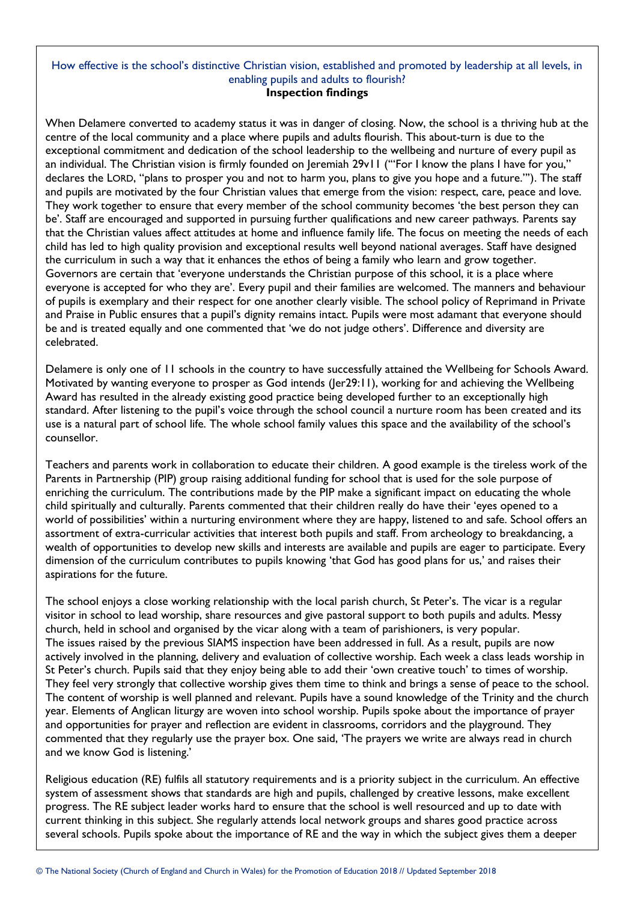How effective is the school's distinctive Christian vision, established and promoted by leadership at all levels, in enabling pupils and adults to flourish?

**Inspection findings**

When Delamere converted to academy status it was in danger of closing. Now, the school is a thriving hub at the centre of the local community and a place where pupils and adults flourish. This about-turn is due to the exceptional commitment and dedication of the school leadership to the wellbeing and nurture of every pupil as an individual. The Christian vision is firmly founded on Jeremiah 29v11 ("'For I know the plans I have for you," declares the LORD, "plans to prosper you and not to harm you, plans to give you hope and a future.'"). The staff and pupils are motivated by the four Christian values that emerge from the vision: respect, care, peace and love. They work together to ensure that every member of the school community becomes 'the best person they can be'. Staff are encouraged and supported in pursuing further qualifications and new career pathways. Parents say that the Christian values affect attitudes at home and influence family life. The focus on meeting the needs of each child has led to high quality provision and exceptional results well beyond national averages. Staff have designed the curriculum in such a way that it enhances the ethos of being a family who learn and grow together. Governors are certain that 'everyone understands the Christian purpose of this school, it is a place where everyone is accepted for who they are'. Every pupil and their families are welcomed. The manners and behaviour of pupils is exemplary and their respect for one another clearly visible. The school policy of Reprimand in Private and Praise in Public ensures that a pupil's dignity remains intact. Pupils were most adamant that everyone should be and is treated equally and one commented that 'we do not judge others'. Difference and diversity are celebrated.

Delamere is only one of 11 schools in the country to have successfully attained the Wellbeing for Schools Award. Motivated by wanting everyone to prosper as God intends (Jer29:11), working for and achieving the Wellbeing Award has resulted in the already existing good practice being developed further to an exceptionally high standard. After listening to the pupil's voice through the school council a nurture room has been created and its use is a natural part of school life. The whole school family values this space and the availability of the school's counsellor.

Teachers and parents work in collaboration to educate their children. A good example is the tireless work of the Parents in Partnership (PIP) group raising additional funding for school that is used for the sole purpose of enriching the curriculum. The contributions made by the PIP make a significant impact on educating the whole child spiritually and culturally. Parents commented that their children really do have their 'eyes opened to a world of possibilities' within a nurturing environment where they are happy, listened to and safe. School offers an assortment of extra-curricular activities that interest both pupils and staff. From archeology to breakdancing, a wealth of opportunities to develop new skills and interests are available and pupils are eager to participate. Every dimension of the curriculum contributes to pupils knowing 'that God has good plans for us,' and raises their aspirations for the future.

The school enjoys a close working relationship with the local parish church, St Peter's. The vicar is a regular visitor in school to lead worship, share resources and give pastoral support to both pupils and adults. Messy church, held in school and organised by the vicar along with a team of parishioners, is very popular. The issues raised by the previous SIAMS inspection have been addressed in full. As a result, pupils are now actively involved in the planning, delivery and evaluation of collective worship. Each week a class leads worship in St Peter's church. Pupils said that they enjoy being able to add their 'own creative touch' to times of worship. They feel very strongly that collective worship gives them time to think and brings a sense of peace to the school. The content of worship is well planned and relevant. Pupils have a sound knowledge of the Trinity and the church year. Elements of Anglican liturgy are woven into school worship. Pupils spoke about the importance of prayer and opportunities for prayer and reflection are evident in classrooms, corridors and the playground. They commented that they regularly use the prayer box. One said, 'The prayers we write are always read in church and we know God is listening.'

Religious education (RE) fulfils all statutory requirements and is a priority subject in the curriculum. An effective system of assessment shows that standards are high and pupils, challenged by creative lessons, make excellent progress. The RE subject leader works hard to ensure that the school is well resourced and up to date with current thinking in this subject. She regularly attends local network groups and shares good practice across several schools. Pupils spoke about the importance of RE and the way in which the subject gives them a deeper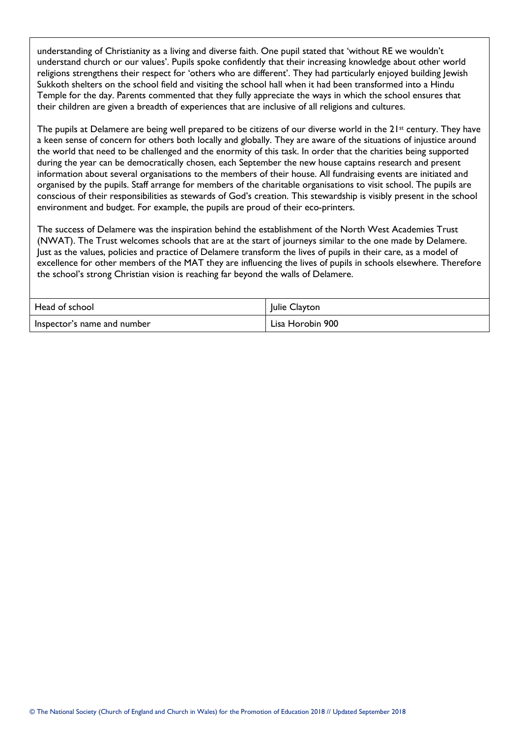understanding of Christianity as a living and diverse faith. One pupil stated that 'without RE we wouldn't understand church or our values'. Pupils spoke confidently that their increasing knowledge about other world religions strengthens their respect for 'others who are different'. They had particularly enjoyed building Jewish Sukkoth shelters on the school field and visiting the school hall when it had been transformed into a Hindu Temple for the day. Parents commented that they fully appreciate the ways in which the school ensures that their children are given a breadth of experiences that are inclusive of all religions and cultures.

The pupils at Delamere are being well prepared to be citizens of our diverse world in the 21st century. They have a keen sense of concern for others both locally and globally. They are aware of the situations of injustice around the world that need to be challenged and the enormity of this task. In order that the charities being supported during the year can be democratically chosen, each September the new house captains research and present information about several organisations to the members of their house. All fundraising events are initiated and organised by the pupils. Staff arrange for members of the charitable organisations to visit school. The pupils are conscious of their responsibilities as stewards of God's creation. This stewardship is visibly present in the school environment and budget. For example, the pupils are proud of their eco-printers.

The success of Delamere was the inspiration behind the establishment of the North West Academies Trust (NWAT). The Trust welcomes schools that are at the start of journeys similar to the one made by Delamere. Just as the values, policies and practice of Delamere transform the lives of pupils in their care, as a model of excellence for other members of the MAT they are influencing the lives of pupils in schools elsewhere. Therefore the school's strong Christian vision is reaching far beyond the walls of Delamere.

| | |
|---|---|
| Head of school | Julie Clayton |
| Inspector's name and number | Lisa Horobin 900 |

© The National Society (Church of England and Church in Wales) for the Promotion of Education 2018 // Updated September 2018